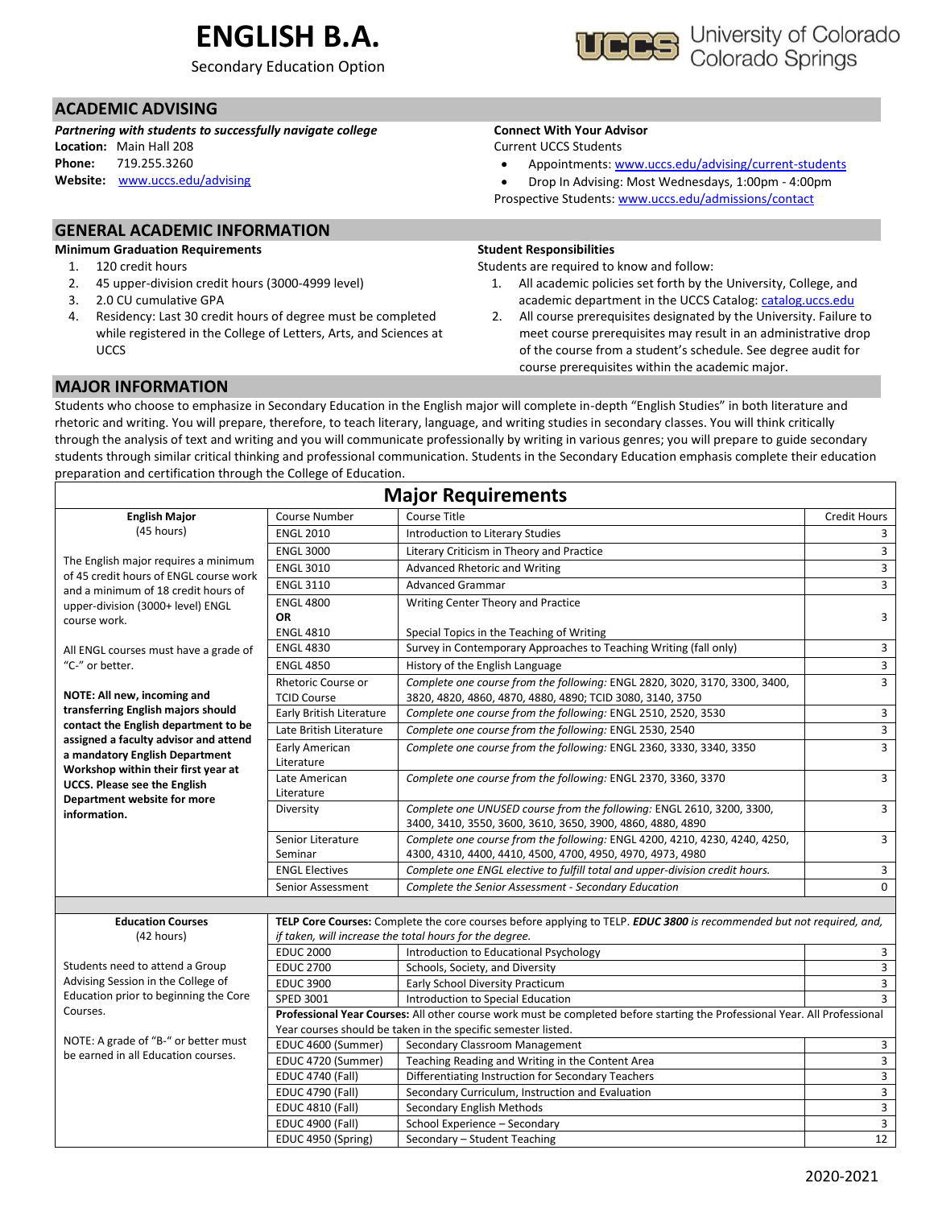# ENGLISH B.A.

Secondary Education Option

University of Colorado Colorado Springs

## ACADEMIC ADVISING

***Partnering with students to successfully navigate college***

**Location:** Main Hall 208
**Phone:** 719.255.3260
**Website:** www.uccs.edu/advising

**Connect With Your Advisor**

Current UCCS Students

- Appointments: www.uccs.edu/advising/current-students
- Drop In Advising: Most Wednesdays, 1:00pm - 4:00pm

Prospective Students: www.uccs.edu/admissions/contact

## GENERAL ACADEMIC INFORMATION

**Minimum Graduation Requirements**

1. 120 credit hours
2. 45 upper-division credit hours (3000-4999 level)
3. 2.0 CU cumulative GPA
4. Residency: Last 30 credit hours of degree must be completed while registered in the College of Letters, Arts, and Sciences at UCCS

**Student Responsibilities**

Students are required to know and follow:

1. All academic policies set forth by the University, College, and academic department in the UCCS Catalog: catalog.uccs.edu
2. All course prerequisites designated by the University. Failure to meet course prerequisites may result in an administrative drop of the course from a student's schedule. See degree audit for course prerequisites within the academic major.

## MAJOR INFORMATION

Students who choose to emphasize in Secondary Education in the English major will complete in-depth "English Studies" in both literature and rhetoric and writing. You will prepare, therefore, to teach literary, language, and writing studies in secondary classes. You will think critically through the analysis of text and writing and you will communicate professionally by writing in various genres; you will prepare to guide secondary students through similar critical thinking and professional communication. Students in the Secondary Education emphasis complete their education preparation and certification through the College of Education.

### Major Requirements

| English Major (45 hours) | Course Number | Course Title | Credit Hours |
|---|---|---|---|
| The English major requires a minimum of 45 credit hours of ENGL course work and a minimum of 18 credit hours of upper-division (3000+ level) ENGL course work. | ENGL 2010 | Introduction to Literary Studies | 3 |
| | ENGL 3000 | Literary Criticism in Theory and Practice | 3 |
| | ENGL 3010 | Advanced Rhetoric and Writing | 3 |
| | ENGL 3110 | Advanced Grammar | 3 |
| | ENGL 4800 **OR** ENGL 4810 | Writing Center Theory and Practice / Special Topics in the Teaching of Writing | 3 |
| All ENGL courses must have a grade of "C-" or better. | ENGL 4830 | Survey in Contemporary Approaches to Teaching Writing (fall only) | 3 |
| | ENGL 4850 | History of the English Language | 3 |
| **NOTE: All new, incoming and transferring English majors should contact the English department to be assigned a faculty advisor and attend a mandatory English Department Workshop within their first year at UCCS. Please see the English Department website for more information.** | Rhetoric Course or TCID Course | *Complete one course from the following:* ENGL 2820, 3020, 3170, 3300, 3400, 3820, 4820, 4860, 4870, 4880, 4890; TCID 3080, 3140, 3750 | 3 |
| | Early British Literature | *Complete one course from the following:* ENGL 2510, 2520, 3530 | 3 |
| | Late British Literature | *Complete one course from the following:* ENGL 2530, 2540 | 3 |
| | Early American Literature | *Complete one course from the following:* ENGL 2360, 3330, 3340, 3350 | 3 |
| | Late American Literature | *Complete one course from the following:* ENGL 2370, 3360, 3370 | 3 |
| | Diversity | *Complete one UNUSED course from the following:* ENGL 2610, 3200, 3300, 3400, 3410, 3550, 3600, 3610, 3650, 3900, 4860, 4880, 4890 | 3 |
| | Senior Literature Seminar | *Complete one course from the following:* ENGL 4200, 4210, 4230, 4240, 4250, 4300, 4310, 4400, 4410, 4500, 4700, 4950, 4970, 4973, 4980 | 3 |
| | ENGL Electives | *Complete one ENGL elective to fulfill total and upper-division credit hours.* | 3 |
| | Senior Assessment | *Complete the Senior Assessment - Secondary Education* | 0 |

| Education Courses (42 hours) | Course Number | Course Title | Credit Hours |
|---|---|---|---|
| Students need to attend a Group Advising Session in the College of Education prior to beginning the Core Courses. | **TELP Core Courses:** Complete the core courses before applying to TELP. ***EDUC 3800*** *is recommended but not required, and, if taken, will increase the total hours for the degree.* | | |
| | EDUC 2000 | Introduction to Educational Psychology | 3 |
| | EDUC 2700 | Schools, Society, and Diversity | 3 |
| | EDUC 3900 | Early School Diversity Practicum | 3 |
| | SPED 3001 | Introduction to Special Education | 3 |
| NOTE: A grade of "B-" or better must be earned in all Education courses. | **Professional Year Courses:** All other course work must be completed before starting the Professional Year. All Professional Year courses should be taken in the specific semester listed. | | |
| | EDUC 4600 (Summer) | Secondary Classroom Management | 3 |
| | EDUC 4720 (Summer) | Teaching Reading and Writing in the Content Area | 3 |
| | EDUC 4740 (Fall) | Differentiating Instruction for Secondary Teachers | 3 |
| | EDUC 4790 (Fall) | Secondary Curriculum, Instruction and Evaluation | 3 |
| | EDUC 4810 (Fall) | Secondary English Methods | 3 |
| | EDUC 4900 (Fall) | School Experience – Secondary | 3 |
| | EDUC 4950 (Spring) | Secondary – Student Teaching | 12 |

2020-2021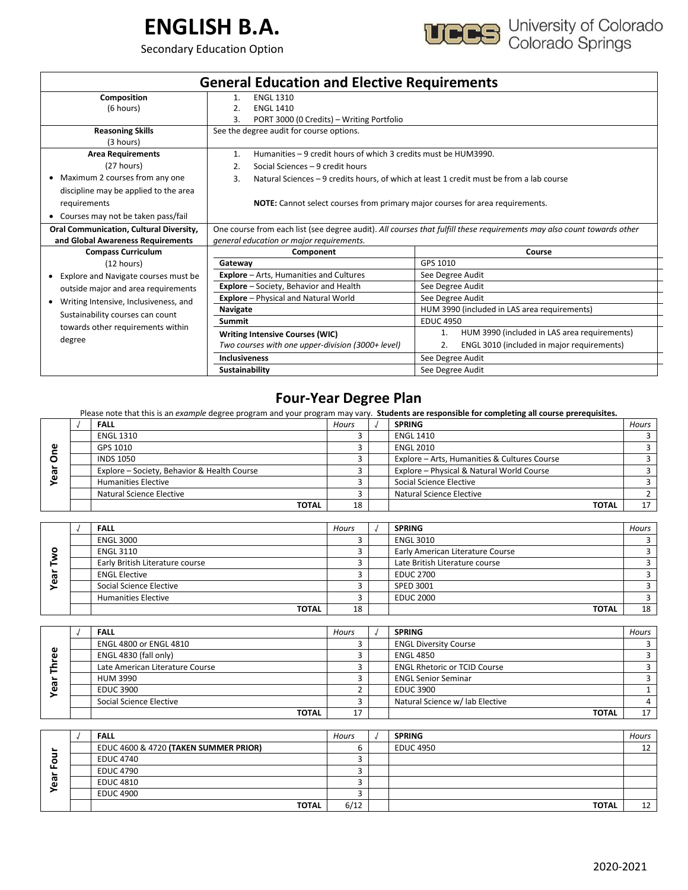# ENGLISH B.A.

Secondary Education Option

University of Colorado Colorado Springs

## General Education and Elective Requirements

| | | |
|---|---|---|
| **Composition** (6 hours) | 1. ENGL 1310<br>2. ENGL 1410<br>3. PORT 3000 (0 Credits) – Writing Portfolio | |
| **Reasoning Skills** (3 hours) | See the degree audit for course options. | |
| **Area Requirements** (27 hours)<br>• Maximum 2 courses from any one discipline may be applied to the area requirements<br>• Courses may not be taken pass/fail | 1. Humanities – 9 credit hours of which 3 credits must be HUM3990.<br>2. Social Sciences – 9 credit hours<br>3. Natural Sciences – 9 credits hours, of which at least 1 credit must be from a lab course<br><br>**NOTE:** Cannot select courses from primary major courses for area requirements. | |
| **Oral Communication, Cultural Diversity, and Global Awareness Requirements** | One course from each list (see degree audit). *All courses that fulfill these requirements may also count towards other general education or major requirements.* | |
| **Compass Curriculum** (12 hours)<br>• Explore and Navigate courses must be outside major and area requirements<br>• Writing Intensive, Inclusiveness, and Sustainability courses can count towards other requirements within degree | **Component** | **Course** |
| | Gateway | GPS 1010 |
| | **Explore** – Arts, Humanities and Cultures | See Degree Audit |
| | **Explore** – Society, Behavior and Health | See Degree Audit |
| | **Explore** – Physical and Natural World | See Degree Audit |
| | **Navigate** | HUM 3990 (included in LAS area requirements) |
| | **Summit** | EDUC 4950 |
| | **Writing Intensive Courses (WIC)**<br>*Two courses with one upper-division (3000+ level)* | 1. HUM 3990 (included in LAS area requirements)<br>2. ENGL 3010 (included in major requirements) |
| | **Inclusiveness** | See Degree Audit |
| | **Sustainability** | See Degree Audit |

## Four-Year Degree Plan

Please note that this is an *example* degree program and your program may vary. **Students are responsible for completing all course prerequisites.**

| Year One | √ | FALL | Hours | √ | SPRING | Hours |
|---|---|---|---|---|---|---|
| | | ENGL 1310 | 3 | | ENGL 1410 | 3 |
| | | GPS 1010 | 3 | | ENGL 2010 | 3 |
| | | INDS 1050 | 3 | | Explore – Arts, Humanities & Cultures Course | 3 |
| | | Explore – Society, Behavior & Health Course | 3 | | Explore – Physical & Natural World Course | 3 |
| | | Humanities Elective | 3 | | Social Science Elective | 3 |
| | | Natural Science Elective | 3 | | Natural Science Elective | 2 |
| | | **TOTAL** | 18 | | **TOTAL** | 17 |

| Year Two | √ | FALL | Hours | √ | SPRING | Hours |
|---|---|---|---|---|---|---|
| | | ENGL 3000 | 3 | | ENGL 3010 | 3 |
| | | ENGL 3110 | 3 | | Early American Literature Course | 3 |
| | | Early British Literature course | 3 | | Late British Literature course | 3 |
| | | ENGL Elective | 3 | | EDUC 2700 | 3 |
| | | Social Science Elective | 3 | | SPED 3001 | 3 |
| | | Humanities Elective | 3 | | EDUC 2000 | 3 |
| | | **TOTAL** | 18 | | **TOTAL** | 18 |

| Year Three | √ | FALL | Hours | √ | SPRING | Hours |
|---|---|---|---|---|---|---|
| | | ENGL 4800 or ENGL 4810 | 3 | | ENGL Diversity Course | 3 |
| | | ENGL 4830 (fall only) | 3 | | ENGL 4850 | 3 |
| | | Late American Literature Course | 3 | | ENGL Rhetoric or TCID Course | 3 |
| | | HUM 3990 | 3 | | ENGL Senior Seminar | 3 |
| | | EDUC 3900 | 2 | | EDUC 3900 | 1 |
| | | Social Science Elective | 3 | | Natural Science w/ lab Elective | 4 |
| | | **TOTAL** | 17 | | **TOTAL** | 17 |

| Year Four | √ | FALL | Hours | √ | SPRING | Hours |
|---|---|---|---|---|---|---|
| | | EDUC 4600 & 4720 **(TAKEN SUMMER PRIOR)** | 6 | | EDUC 4950 | 12 |
| | | EDUC 4740 | 3 | | | |
| | | EDUC 4790 | 3 | | | |
| | | EDUC 4810 | 3 | | | |
| | | EDUC 4900 | 3 | | | |
| | | **TOTAL** | 6/12 | | **TOTAL** | 12 |

2020-2021